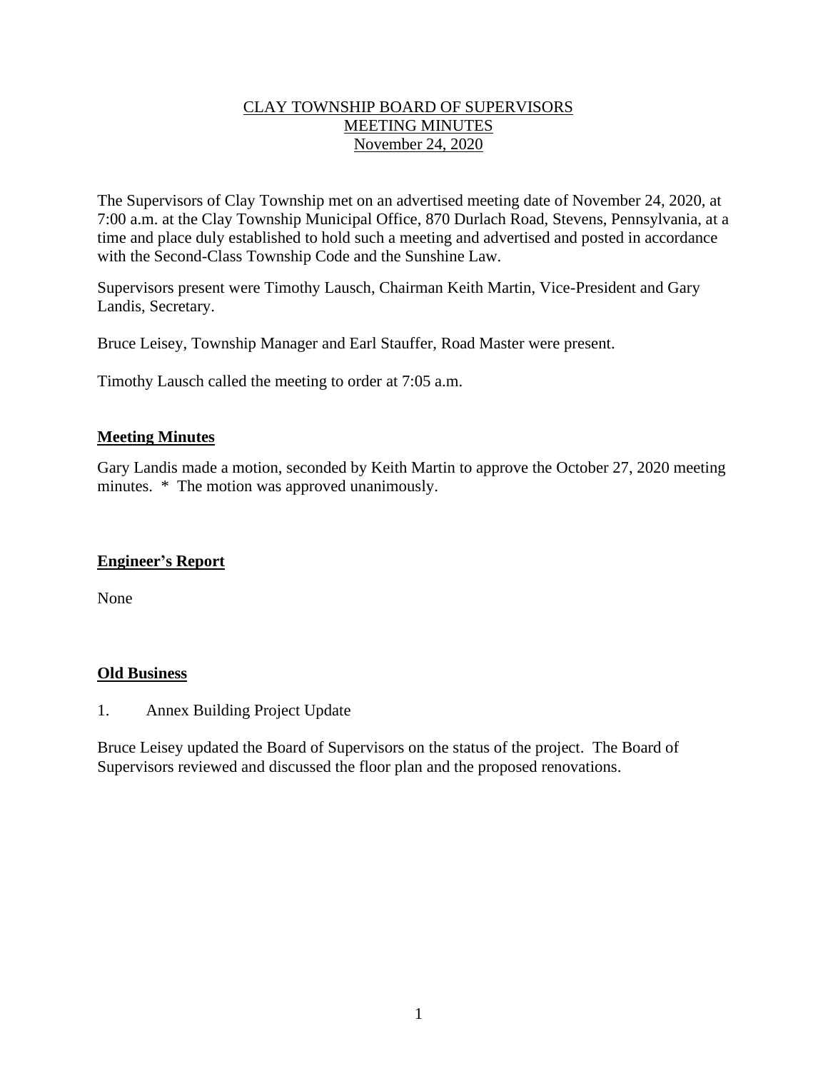CLAY TOWNSHIP BOARD OF SUPERVISORS
MEETING MINUTES
November 24, 2020

The Supervisors of Clay Township met on an advertised meeting date of November 24, 2020, at 7:00 a.m. at the Clay Township Municipal Office, 870 Durlach Road, Stevens, Pennsylvania, at a time and place duly established to hold such a meeting and advertised and posted in accordance with the Second-Class Township Code and the Sunshine Law.

Supervisors present were Timothy Lausch, Chairman Keith Martin, Vice-President and Gary Landis, Secretary.

Bruce Leisey, Township Manager and Earl Stauffer, Road Master were present.

Timothy Lausch called the meeting to order at 7:05 a.m.

## Meeting Minutes

Gary Landis made a motion, seconded by Keith Martin to approve the October 27, 2020 meeting minutes. * The motion was approved unanimously.

## Engineer's Report

None

## Old Business

1. Annex Building Project Update

Bruce Leisey updated the Board of Supervisors on the status of the project. The Board of Supervisors reviewed and discussed the floor plan and the proposed renovations.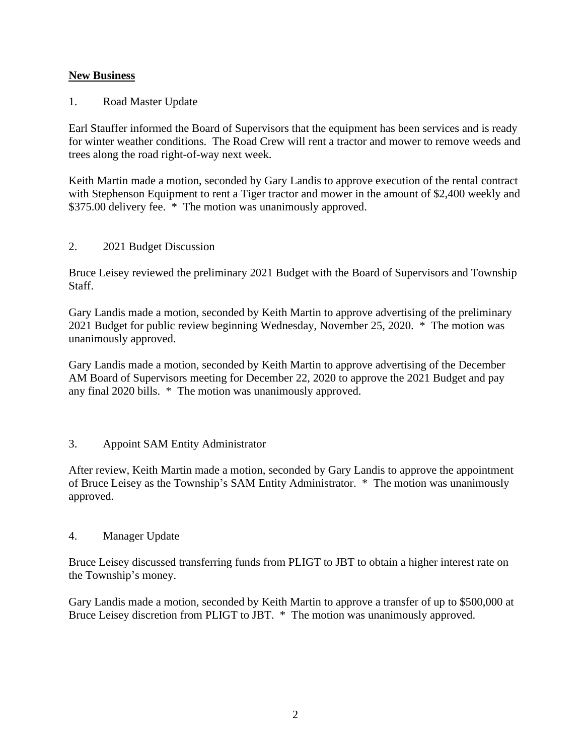**New Business**

1. Road Master Update

Earl Stauffer informed the Board of Supervisors that the equipment has been services and is ready for winter weather conditions. The Road Crew will rent a tractor and mower to remove weeds and trees along the road right-of-way next week.

Keith Martin made a motion, seconded by Gary Landis to approve execution of the rental contract with Stephenson Equipment to rent a Tiger tractor and mower in the amount of $2,400 weekly and $375.00 delivery fee. * The motion was unanimously approved.

2. 2021 Budget Discussion

Bruce Leisey reviewed the preliminary 2021 Budget with the Board of Supervisors and Township Staff.

Gary Landis made a motion, seconded by Keith Martin to approve advertising of the preliminary 2021 Budget for public review beginning Wednesday, November 25, 2020. * The motion was unanimously approved.

Gary Landis made a motion, seconded by Keith Martin to approve advertising of the December AM Board of Supervisors meeting for December 22, 2020 to approve the 2021 Budget and pay any final 2020 bills. * The motion was unanimously approved.

3. Appoint SAM Entity Administrator

After review, Keith Martin made a motion, seconded by Gary Landis to approve the appointment of Bruce Leisey as the Township's SAM Entity Administrator. * The motion was unanimously approved.

4. Manager Update

Bruce Leisey discussed transferring funds from PLIGT to JBT to obtain a higher interest rate on the Township's money.

Gary Landis made a motion, seconded by Keith Martin to approve a transfer of up to $500,000 at Bruce Leisey discretion from PLIGT to JBT. * The motion was unanimously approved.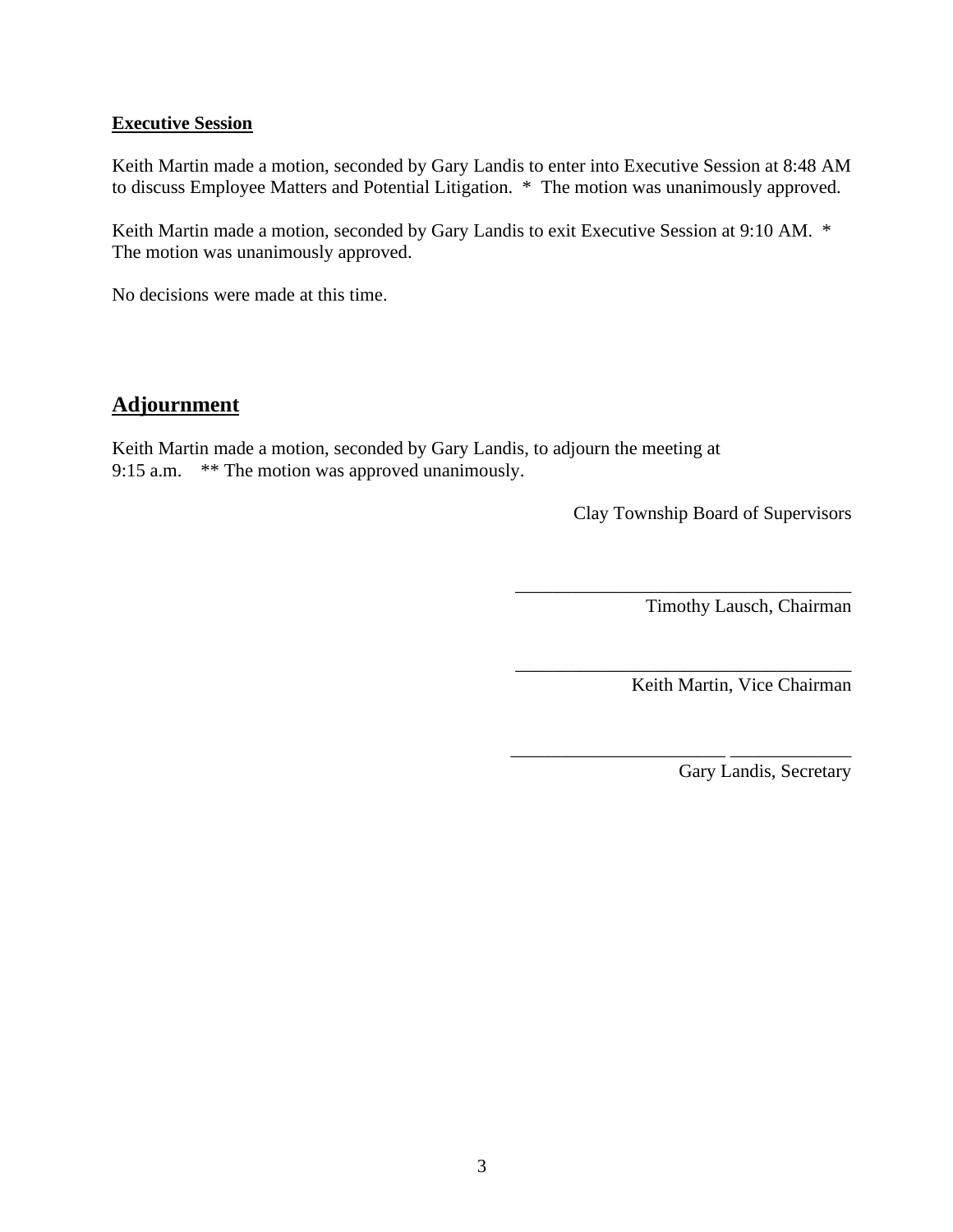**Executive Session**

Keith Martin made a motion, seconded by Gary Landis to enter into Executive Session at 8:48 AM to discuss Employee Matters and Potential Litigation. * The motion was unanimously approved.

Keith Martin made a motion, seconded by Gary Landis to exit Executive Session at 9:10 AM. * The motion was unanimously approved.

No decisions were made at this time.

## Adjournment

Keith Martin made a motion, seconded by Gary Landis, to adjourn the meeting at 9:15 a.m. ** The motion was approved unanimously.

Clay Township Board of Supervisors

_____________________________________
Timothy Lausch, Chairman

_____________________________________
Keith Martin, Vice Chairman

_______________________ _____________
Gary Landis, Secretary